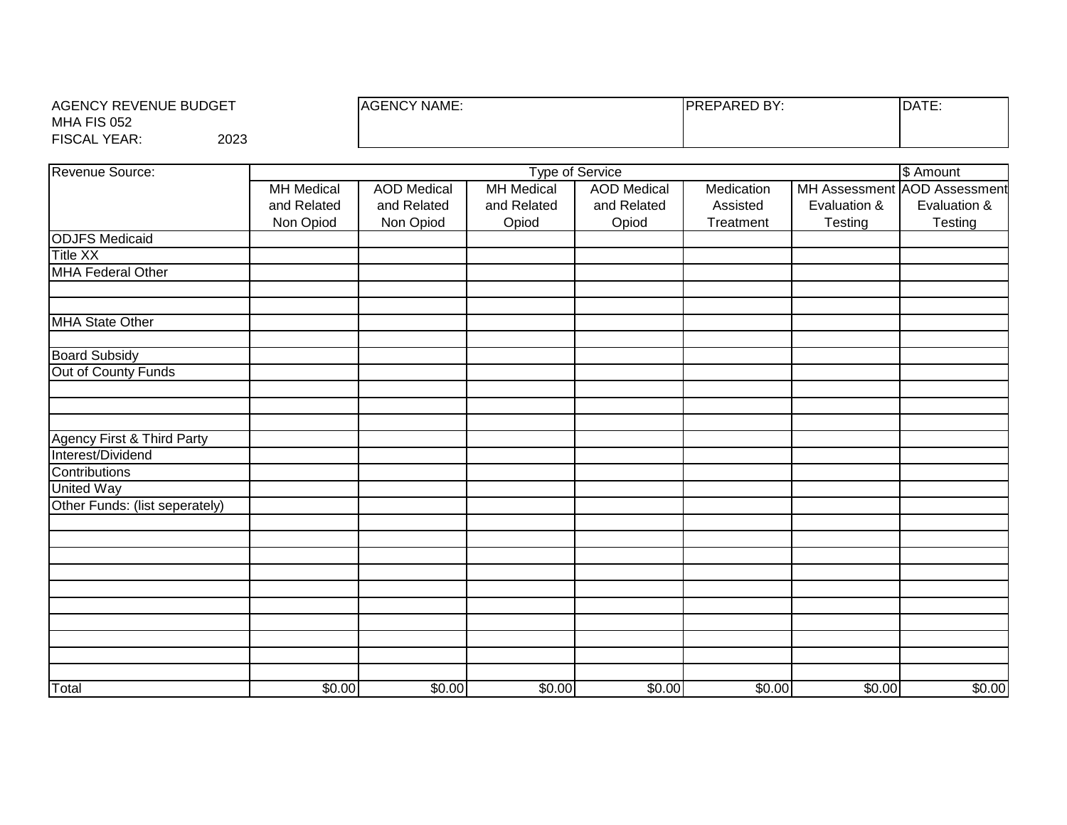AGENCY REVENUE BUDGET
MHA FIS 052
FISCAL YEAR: 2023

| AGENCY NAME: | PREPARED BY: | DATE: |
|---|---|---|
| | | |

| Revenue Source: | Type of Service | | | | | | $ Amount |
|---|---|---|---|---|---|---|---|
| | MH Medical and Related Non Opiod | AOD Medical and Related Non Opiod | MH Medical and Related Opiod | AOD Medical and Related Opiod | Medication Assisted Treatment | MH Assessment Evaluation & Testing | AOD Assessment Evaluation & Testing |
| ODJFS Medicaid | | | | | | | |
| Title XX | | | | | | | |
| MHA Federal Other | | | | | | | |
| | | | | | | | |
| | | | | | | | |
| MHA State Other | | | | | | | |
| | | | | | | | |
| Board Subsidy | | | | | | | |
| Out of County Funds | | | | | | | |
| | | | | | | | |
| | | | | | | | |
| | | | | | | | |
| Agency First & Third Party | | | | | | | |
| Interest/Dividend | | | | | | | |
| Contributions | | | | | | | |
| United Way | | | | | | | |
| Other Funds: (list seperately) | | | | | | | |
| | | | | | | | |
| | | | | | | | |
| | | | | | | | |
| | | | | | | | |
| | | | | | | | |
| | | | | | | | |
| | | | | | | | |
| | | | | | | | |
| | | | | | | | |
| | | | | | | | |
| Total | $0.00 | $0.00 | $0.00 | $0.00 | $0.00 | $0.00 | $0.00 |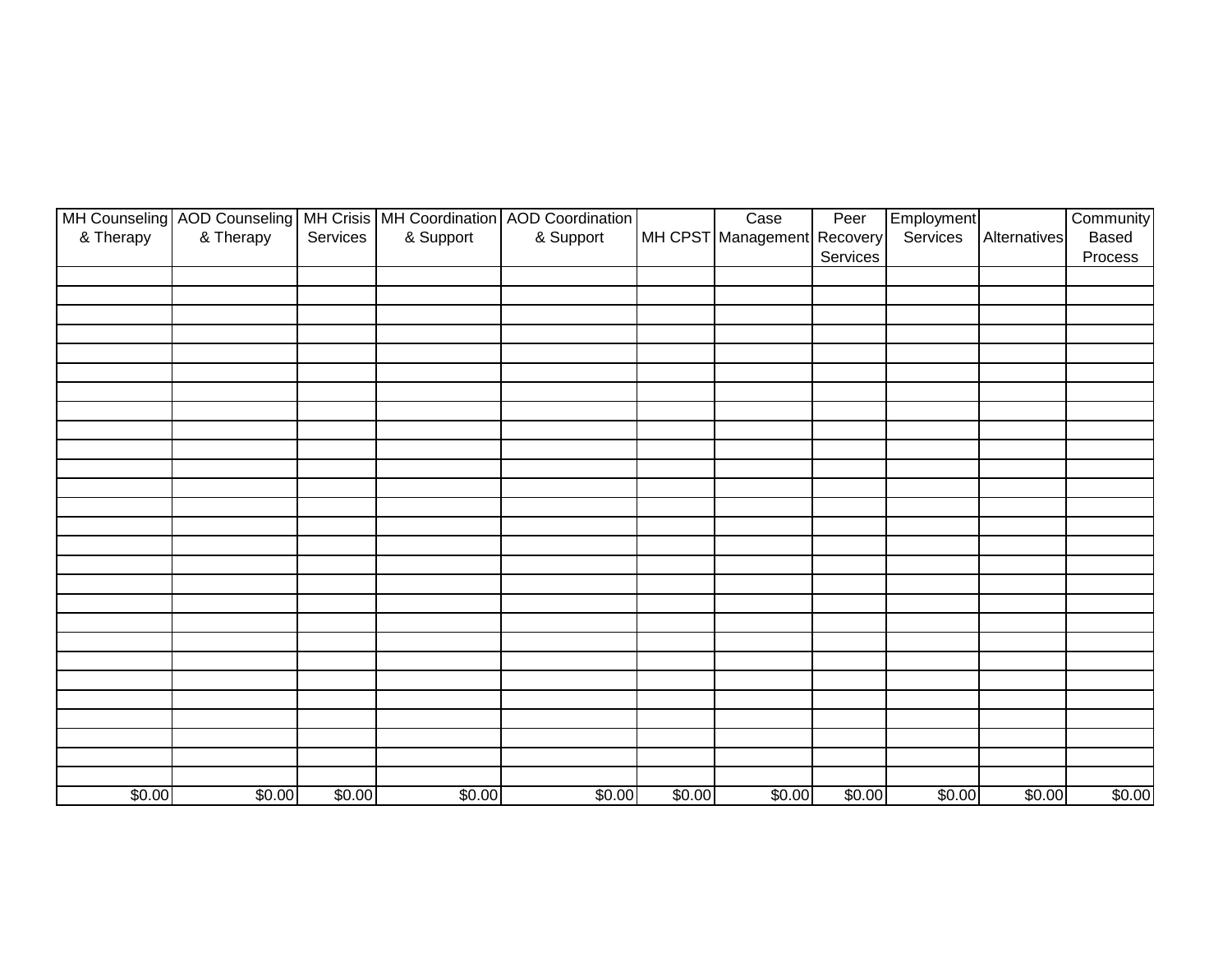| MH Counseling & Therapy | AOD Counseling & Therapy | MH Crisis Services | MH Coordination & Support | AOD Coordination & Support | MH CPST | Case Management | Peer Recovery Services | Employment Services | Alternatives | Community Based Process |
|---|---|---|---|---|---|---|---|---|---|---|
| | | | | | | | | | | |
| | | | | | | | | | | |
| | | | | | | | | | | |
| | | | | | | | | | | |
| | | | | | | | | | | |
| | | | | | | | | | | |
| | | | | | | | | | | |
| | | | | | | | | | | |
| | | | | | | | | | | |
| | | | | | | | | | | |
| | | | | | | | | | | |
| | | | | | | | | | | |
| | | | | | | | | | | |
| | | | | | | | | | | |
| | | | | | | | | | | |
| | | | | | | | | | | |
| | | | | | | | | | | |
| | | | | | | | | | | |
| | | | | | | | | | | |
| | | | | | | | | | | |
| | | | | | | | | | | |
| | | | | | | | | | | |
| | | | | | | | | | | |
| | | | | | | | | | | |
| | | | | | | | | | | |
| | | | | | | | | | | |
| | | | | | | | | | | |
| $0.00 | $0.00 | $0.00 | $0.00 | $0.00 | $0.00 | $0.00 | $0.00 | $0.00 | $0.00 | $0.00 |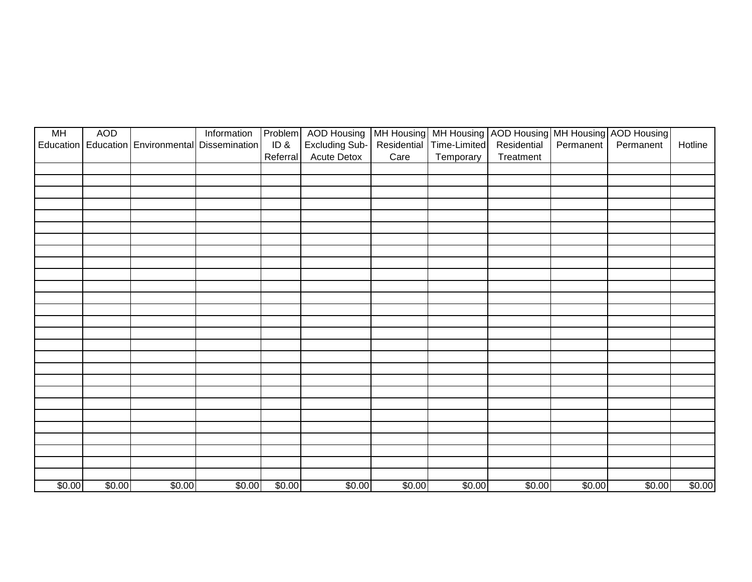| MH Education | AOD Education | Environmental | Information Dissemination | Problem ID & Referral | AOD Housing Excluding Sub-Acute Detox | MH Housing Residential Care | MH Housing Time-Limited Temporary | AOD Housing Residential Treatment | MH Housing Permanent | AOD Housing Permanent | Hotline |
|---|---|---|---|---|---|---|---|---|---|---|---|
| | | | | | | | | | | | |
| | | | | | | | | | | | |
| | | | | | | | | | | | |
| | | | | | | | | | | | |
| | | | | | | | | | | | |
| | | | | | | | | | | | |
| | | | | | | | | | | | |
| | | | | | | | | | | | |
| | | | | | | | | | | | |
| | | | | | | | | | | | |
| | | | | | | | | | | | |
| | | | | | | | | | | | |
| | | | | | | | | | | | |
| | | | | | | | | | | | |
| | | | | | | | | | | | |
| | | | | | | | | | | | |
| | | | | | | | | | | | |
| | | | | | | | | | | | |
| | | | | | | | | | | | |
| | | | | | | | | | | | |
| | | | | | | | | | | | |
| | | | | | | | | | | | |
| | | | | | | | | | | | |
| | | | | | | | | | | | |
| | | | | | | | | | | | |
| | | | | | | | | | | | |
| | | | | | | | | | | | |
| $0.00 | $0.00 | $0.00 | $0.00 | $0.00 | $0.00 | $0.00 | $0.00 | $0.00 | $0.00 | $0.00 | $0.00 |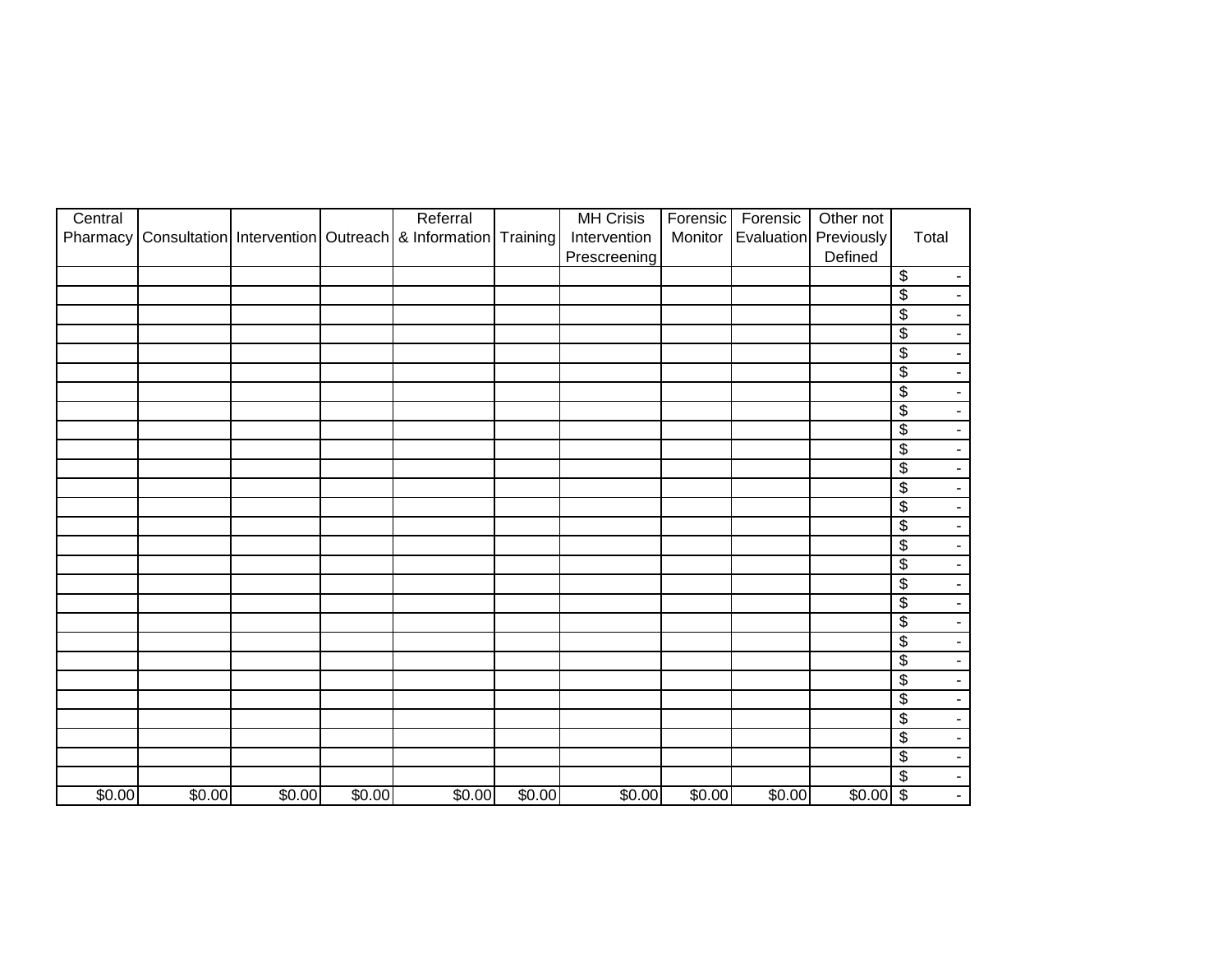| Central Pharmacy | Consultation | Intervention | Outreach | Referral & Information | Training | MH Crisis Intervention Prescreening | Forensic Monitor | Forensic Evaluation | Other not Previously Defined | Total |
|---|---|---|---|---|---|---|---|---|---|---|
| | | | | | | | | | | $ - |
| | | | | | | | | | | $ - |
| | | | | | | | | | | $ - |
| | | | | | | | | | | $ - |
| | | | | | | | | | | $ - |
| | | | | | | | | | | $ - |
| | | | | | | | | | | $ - |
| | | | | | | | | | | $ - |
| | | | | | | | | | | $ - |
| | | | | | | | | | | $ - |
| | | | | | | | | | | $ - |
| | | | | | | | | | | $ - |
| | | | | | | | | | | $ - |
| | | | | | | | | | | $ - |
| | | | | | | | | | | $ - |
| | | | | | | | | | | $ - |
| | | | | | | | | | | $ - |
| | | | | | | | | | | $ - |
| | | | | | | | | | | $ - |
| | | | | | | | | | | $ - |
| | | | | | | | | | | $ - |
| | | | | | | | | | | $ - |
| | | | | | | | | | | $ - |
| | | | | | | | | | | $ - |
| | | | | | | | | | | $ - |
| | | | | | | | | | | $ - |
| | | | | | | | | | | $ - |
| $0.00 | $0.00 | $0.00 | $0.00 | $0.00 | $0.00 | $0.00 | $0.00 | $0.00 | $0.00 | $ - |